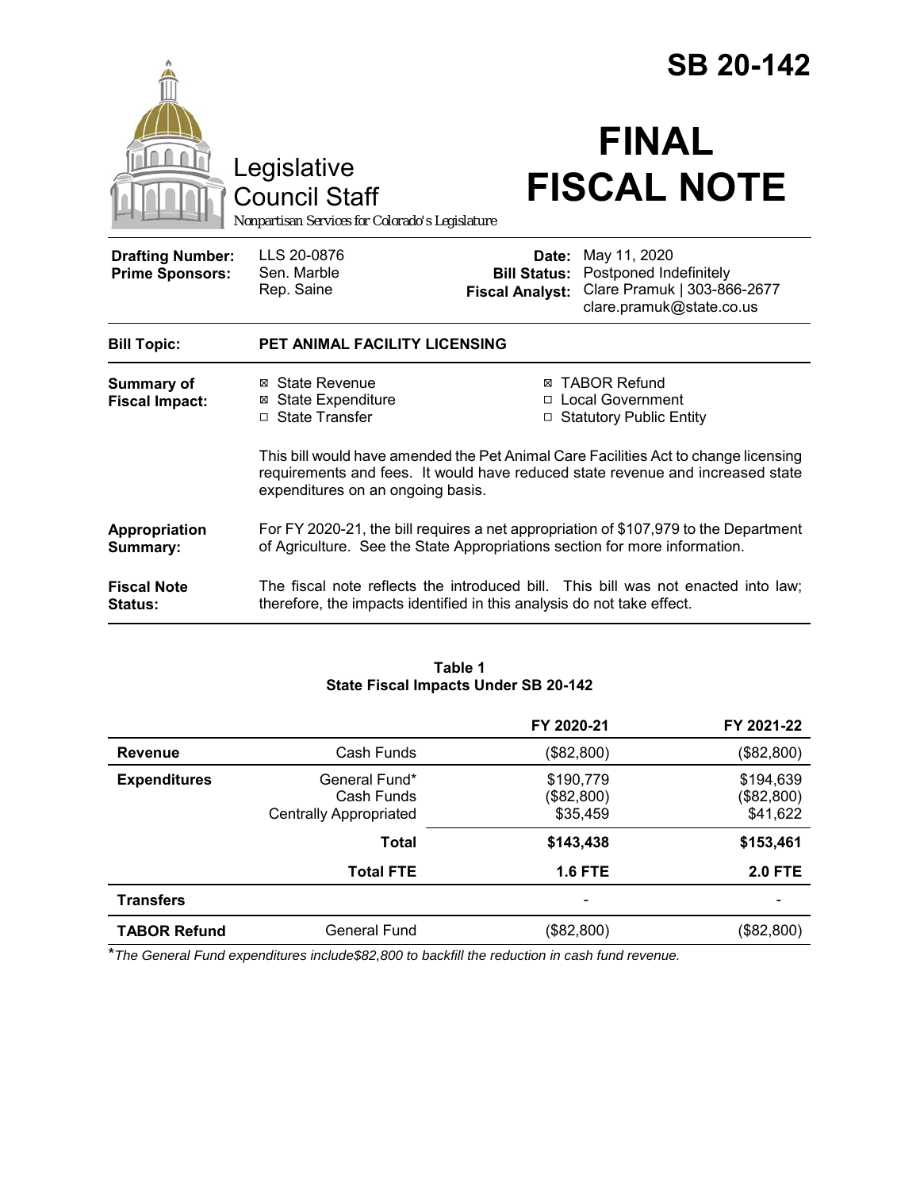# SB 20-142

Legislative Council Staff

*Nonpartisan Services for Colorado's Legislature*

# FINAL FISCAL NOTE

| | | | |
|---|---|---|---|
| **Drafting Number:** | LLS 20-0876 | **Date:** | May 11, 2020 |
| **Prime Sponsors:** | Sen. Marble<br>Rep. Saine | **Bill Status:** | Postponed Indefinitely |
| | | **Fiscal Analyst:** | Clare Pramuk \| 303-866-2677<br>clare.pramuk@state.co.us |

**Bill Topic:** **PET ANIMAL FACILITY LICENSING**

**Summary of Fiscal Impact:**

- ☒ State Revenue
- ☒ State Expenditure
- ☐ State Transfer
- ☒ TABOR Refund
- ☐ Local Government
- ☐ Statutory Public Entity

This bill would have amended the Pet Animal Care Facilities Act to change licensing requirements and fees. It would have reduced state revenue and increased state expenditures on an ongoing basis.

**Appropriation Summary:** For FY 2020-21, the bill requires a net appropriation of $107,979 to the Department of Agriculture. See the State Appropriations section for more information.

**Fiscal Note Status:** The fiscal note reflects the introduced bill. This bill was not enacted into law; therefore, the impacts identified in this analysis do not take effect.

**Table 1**
**State Fiscal Impacts Under SB 20-142**

| | | FY 2020-21 | FY 2021-22 |
|---|---|---|---|
| **Revenue** | Cash Funds | ($82,800) | ($82,800) |
| **Expenditures** | General Fund*<br>Cash Funds<br>Centrally Appropriated | $190,779<br>($82,800)<br>$35,459 | $194,639<br>($82,800)<br>$41,622 |
| | **Total** | **$143,438** | **$153,461** |
| | **Total FTE** | **1.6 FTE** | **2.0 FTE** |
| **Transfers** | | - | - |
| **TABOR Refund** | General Fund | ($82,800) | ($82,800) |

\**The General Fund expenditures include$82,800 to backfill the reduction in cash fund revenue.*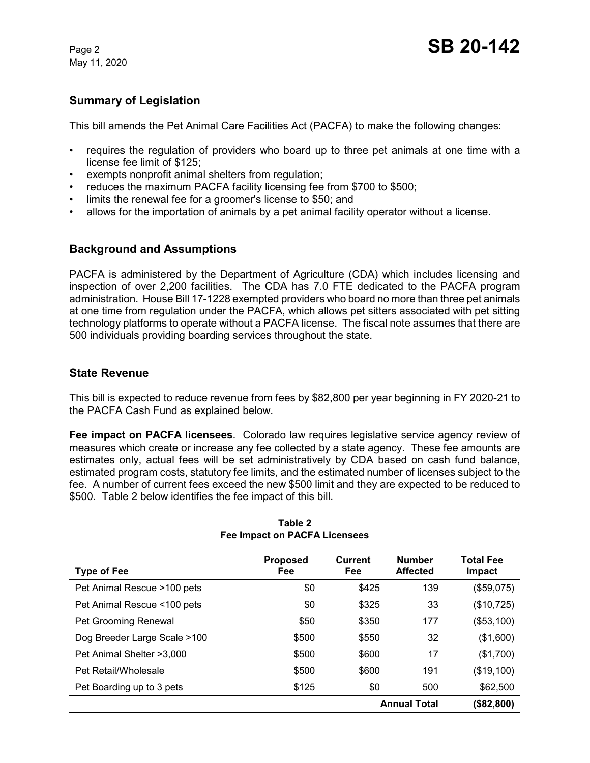## Summary of Legislation

This bill amends the Pet Animal Care Facilities Act (PACFA) to make the following changes:

- requires the regulation of providers who board up to three pet animals at one time with a license fee limit of $125;
- exempts nonprofit animal shelters from regulation;
- reduces the maximum PACFA facility licensing fee from $700 to $500;
- limits the renewal fee for a groomer's license to $50; and
- allows for the importation of animals by a pet animal facility operator without a license.

## Background and Assumptions

PACFA is administered by the Department of Agriculture (CDA) which includes licensing and inspection of over 2,200 facilities. The CDA has 7.0 FTE dedicated to the PACFA program administration. House Bill 17-1228 exempted providers who board no more than three pet animals at one time from regulation under the PACFA, which allows pet sitters associated with pet sitting technology platforms to operate without a PACFA license. The fiscal note assumes that there are 500 individuals providing boarding services throughout the state.

## State Revenue

This bill is expected to reduce revenue from fees by $82,800 per year beginning in FY 2020-21 to the PACFA Cash Fund as explained below.

**Fee impact on PACFA licensees**. Colorado law requires legislative service agency review of measures which create or increase any fee collected by a state agency. These fee amounts are estimates only, actual fees will be set administratively by CDA based on cash fund balance, estimated program costs, statutory fee limits, and the estimated number of licenses subject to the fee. A number of current fees exceed the new $500 limit and they are expected to be reduced to $500. Table 2 below identifies the fee impact of this bill.

**Table 2**
**Fee Impact on PACFA Licensees**

| Type of Fee | Proposed Fee | Current Fee | Number Affected | Total Fee Impact |
|---|---|---|---|---|
| Pet Animal Rescue >100 pets | $0 | $425 | 139 | ($59,075) |
| Pet Animal Rescue <100 pets | $0 | $325 | 33 | ($10,725) |
| Pet Grooming Renewal | $50 | $350 | 177 | ($53,100) |
| Dog Breeder Large Scale >100 | $500 | $550 | 32 | ($1,600) |
| Pet Animal Shelter >3,000 | $500 | $600 | 17 | ($1,700) |
| Pet Retail/Wholesale | $500 | $600 | 191 | ($19,100) |
| Pet Boarding up to 3 pets | $125 | $0 | 500 | $62,500 |
| | | | **Annual Total** | **($82,800)** |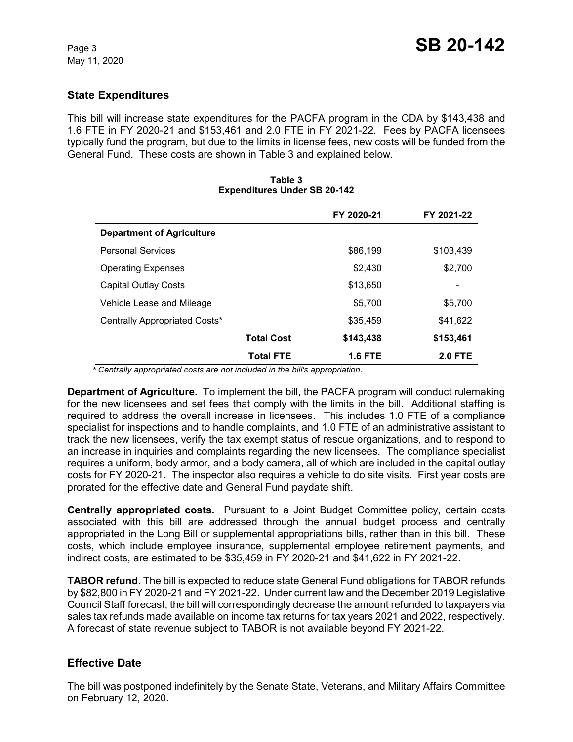## State Expenditures

This bill will increase state expenditures for the PACFA program in the CDA by $143,438 and 1.6 FTE in FY 2020-21 and $153,461 and 2.0 FTE in FY 2021-22. Fees by PACFA licensees typically fund the program, but due to the limits in license fees, new costs will be funded from the General Fund. These costs are shown in Table 3 and explained below.

**Table 3**
**Expenditures Under SB 20-142**

| | | FY 2020-21 | FY 2021-22 |
|---|---|---|---|
| **Department of Agriculture** | | | |
| Personal Services | | $86,199 | $103,439 |
| Operating Expenses | | $2,430 | $2,700 |
| Capital Outlay Costs | | $13,650 | - |
| Vehicle Lease and Mileage | | $5,700 | $5,700 |
| Centrally Appropriated Costs* | | $35,459 | $41,622 |
| | **Total Cost** | **$143,438** | **$153,461** |
| | **Total FTE** | **1.6 FTE** | **2.0 FTE** |

*\* Centrally appropriated costs are not included in the bill's appropriation.*

**Department of Agriculture.** To implement the bill, the PACFA program will conduct rulemaking for the new licensees and set fees that comply with the limits in the bill. Additional staffing is required to address the overall increase in licensees. This includes 1.0 FTE of a compliance specialist for inspections and to handle complaints, and 1.0 FTE of an administrative assistant to track the new licensees, verify the tax exempt status of rescue organizations, and to respond to an increase in inquiries and complaints regarding the new licensees. The compliance specialist requires a uniform, body armor, and a body camera, all of which are included in the capital outlay costs for FY 2020-21. The inspector also requires a vehicle to do site visits. First year costs are prorated for the effective date and General Fund paydate shift.

**Centrally appropriated costs.** Pursuant to a Joint Budget Committee policy, certain costs associated with this bill are addressed through the annual budget process and centrally appropriated in the Long Bill or supplemental appropriations bills, rather than in this bill. These costs, which include employee insurance, supplemental employee retirement payments, and indirect costs, are estimated to be $35,459 in FY 2020-21 and $41,622 in FY 2021-22.

**TABOR refund**. The bill is expected to reduce state General Fund obligations for TABOR refunds by $82,800 in FY 2020-21 and FY 2021-22. Under current law and the December 2019 Legislative Council Staff forecast, the bill will correspondingly decrease the amount refunded to taxpayers via sales tax refunds made available on income tax returns for tax years 2021 and 2022, respectively. A forecast of state revenue subject to TABOR is not available beyond FY 2021-22.

## Effective Date

The bill was postponed indefinitely by the Senate State, Veterans, and Military Affairs Committee on February 12, 2020.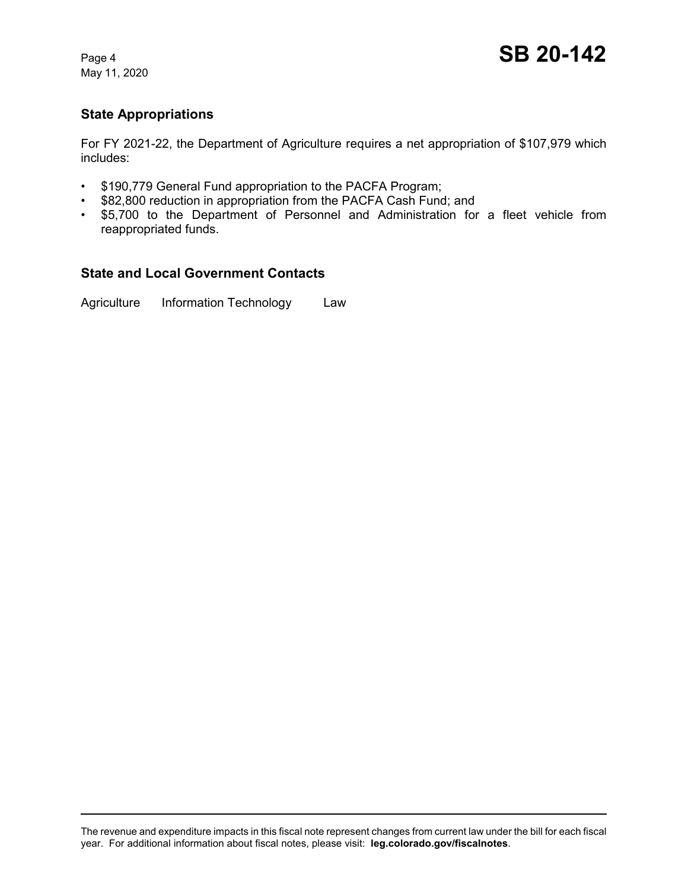## State Appropriations

For FY 2021-22, the Department of Agriculture requires a net appropriation of $107,979 which includes:

- $190,779 General Fund appropriation to the PACFA Program;
- $82,800 reduction in appropriation from the PACFA Cash Fund; and
- $5,700 to the Department of Personnel and Administration for a fleet vehicle from reappropriated funds.

## State and Local Government Contacts

Agriculture    Information Technology    Law

The revenue and expenditure impacts in this fiscal note represent changes from current law under the bill for each fiscal year. For additional information about fiscal notes, please visit: **leg.colorado.gov/fiscalnotes**.